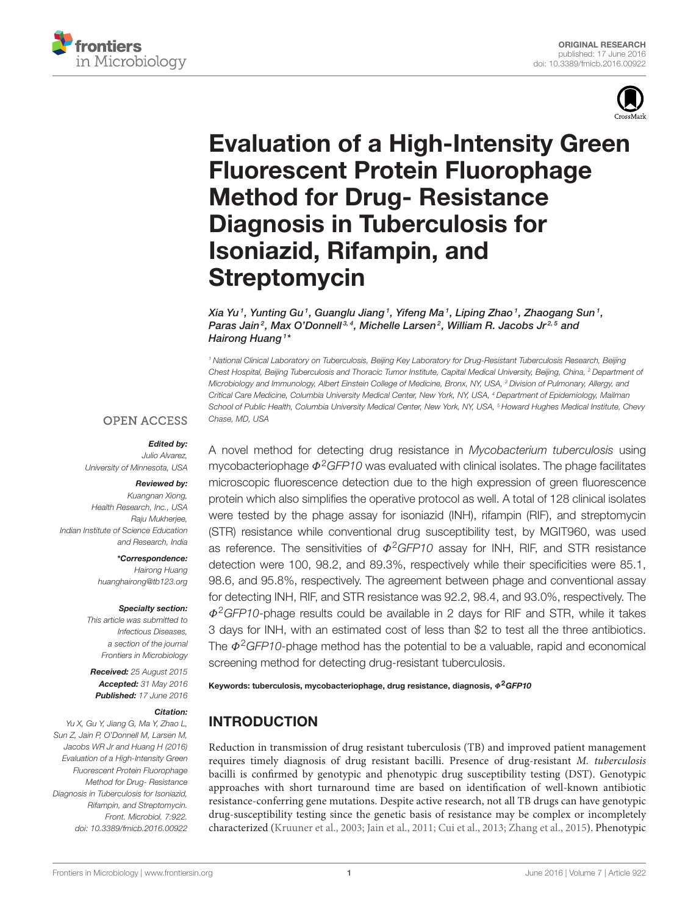ORIGINAL RESEARCH
published: 17 June 2016
doi: 10.3389/fmicb.2016.00922

# Evaluation of a High-Intensity Green Fluorescent Protein Fluorophage Method for Drug- Resistance Diagnosis in Tuberculosis for Isoniazid, Rifampin, and Streptomycin

*Xia Yu[1], Yunting Gu[1], Guanglu Jiang[1], Yifeng Ma[1], Liping Zhao[1], Zhaogang Sun[1], Paras Jain[2], Max O'Donnell[3,4], Michelle Larsen[2], William R. Jacobs Jr[2,5] and Hairong Huang[1]**

[1] National Clinical Laboratory on Tuberculosis, Beijing Key Laboratory for Drug-Resistant Tuberculosis Research, Beijing Chest Hospital, Beijing Tuberculosis and Thoracic Tumor Institute, Capital Medical University, Beijing, China, [2] Department of Microbiology and Immunology, Albert Einstein College of Medicine, Bronx, NY, USA, [3] Division of Pulmonary, Allergy, and Critical Care Medicine, Columbia University Medical Center, New York, NY, USA, [4] Department of Epidemiology, Mailman School of Public Health, Columbia University Medical Center, New York, NY, USA, [5] Howard Hughes Medical Institute, Chevy Chase, MD, USA

OPEN ACCESS

***Edited by:***
Julio Alvarez,
University of Minnesota, USA

***Reviewed by:***
Kuangnan Xiong,
Health Research, Inc., USA
Raju Mukherjee,
Indian Institute of Science Education and Research, India

***\*Correspondence:***
Hairong Huang
huanghairong@tb123.org

**Specialty section:**
This article was submitted to Infectious Diseases, a section of the journal Frontiers in Microbiology

***Received:*** 25 August 2015
***Accepted:*** 31 May 2016
***Published:*** 17 June 2016

**Citation:**
Yu X, Gu Y, Jiang G, Ma Y, Zhao L, Sun Z, Jain P, O'Donnell M, Larsen M, Jacobs WR Jr and Huang H (2016) Evaluation of a High-Intensity Green Fluorescent Protein Fluorophage Method for Drug- Resistance Diagnosis in Tuberculosis for Isoniazid, Rifampin, and Streptomycin. Front. Microbiol. 7:922. doi: 10.3389/fmicb.2016.00922

A novel method for detecting drug resistance in *Mycobacterium tuberculosis* using mycobacteriophage $\Phi^2GFP10$ was evaluated with clinical isolates. The phage facilitates microscopic fluorescence detection due to the high expression of green fluorescence protein which also simplifies the operative protocol as well. A total of 128 clinical isolates were tested by the phage assay for isoniazid (INH), rifampin (RIF), and streptomycin (STR) resistance while conventional drug susceptibility test, by MGIT960, was used as reference. The sensitivities of $\Phi^2GFP10$ assay for INH, RIF, and STR resistance detection were 100, 98.2, and 89.3%, respectively while their specificities were 85.1, 98.6, and 95.8%, respectively. The agreement between phage and conventional assay for detecting INH, RIF, and STR resistance was 92.2, 98.4, and 93.0%, respectively. The $\Phi^2GFP10$-phage results could be available in 2 days for RIF and STR, while it takes 3 days for INH, with an estimated cost of less than $2 to test all the three antibiotics. The $\Phi^2GFP10$-phage method has the potential to be a valuable, rapid and economical screening method for detecting drug-resistant tuberculosis.

**Keywords: tuberculosis, mycobacteriophage, drug resistance, diagnosis, $\Phi^2GFP10$**

## INTRODUCTION

Reduction in transmission of drug resistant tuberculosis (TB) and improved patient management requires timely diagnosis of drug resistant bacilli. Presence of drug-resistant *M. tuberculosis* bacilli is confirmed by genotypic and phenotypic drug susceptibility testing (DST). Genotypic approaches with short turnaround time are based on identification of well-known antibiotic resistance-conferring gene mutations. Despite active research, not all TB drugs can have genotypic drug-susceptibility testing since the genetic basis of resistance may be complex or incompletely characterized (Kruuner et al., 2003; Jain et al., 2011; Cui et al., 2013; Zhang et al., 2015). Phenotypic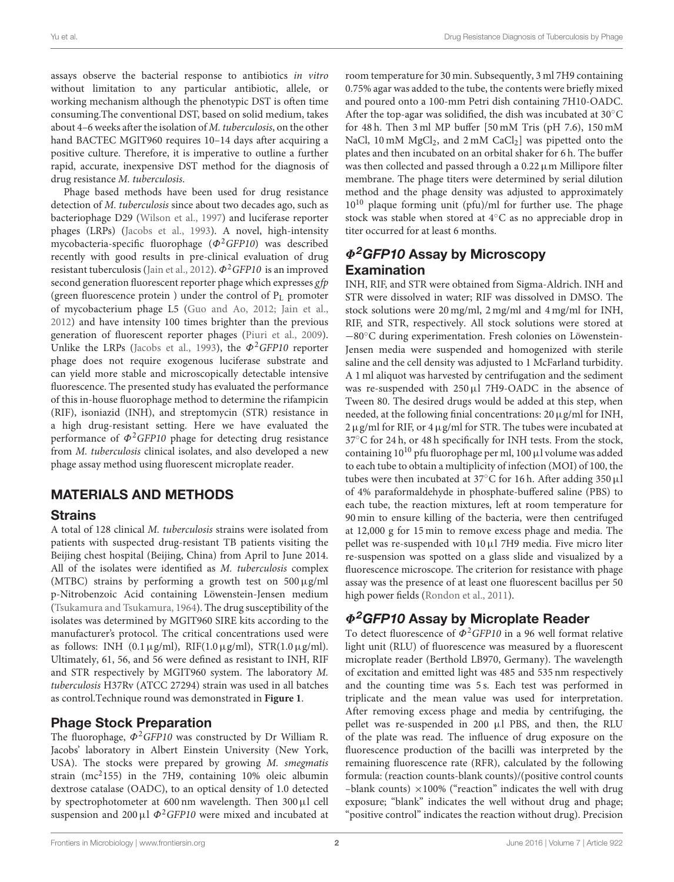assays observe the bacterial response to antibiotics *in vitro* without limitation to any particular antibiotic, allele, or working mechanism although the phenotypic DST is often time consuming.The conventional DST, based on solid medium, takes about 4–6 weeks after the isolation of *M. tuberculosis*, on the other hand BACTEC MGIT960 requires 10–14 days after acquiring a positive culture. Therefore, it is imperative to outline a further rapid, accurate, inexpensive DST method for the diagnosis of drug resistance *M. tuberculosis*.

Phage based methods have been used for drug resistance detection of *M. tuberculosis* since about two decades ago, such as bacteriophage D29 (Wilson et al., 1997) and luciferase reporter phages (LRPs) (Jacobs et al., 1993). A novel, high-intensity mycobacteria-specific fluorophage ($\Phi^2GFP10$) was described recently with good results in pre-clinical evaluation of drug resistant tuberculosis (Jain et al., 2012). $\Phi^2GFP10$ is an improved second generation fluorescent reporter phage which expresses *gfp* (green fluorescence protein ) under the control of $P_L$ promoter of mycobacterium phage L5 (Guo and Ao, 2012; Jain et al., 2012) and have intensity 100 times brighter than the previous generation of fluorescent reporter phages (Piuri et al., 2009). Unlike the LRPs (Jacobs et al., 1993), the $\Phi^2GFP10$ reporter phage does not require exogenous luciferase substrate and can yield more stable and microscopically detectable intensive fluorescence. The presented study has evaluated the performance of this in-house fluorophage method to determine the rifampicin (RIF), isoniazid (INH), and streptomycin (STR) resistance in a high drug-resistant setting. Here we have evaluated the performance of $\Phi^2GFP10$ phage for detecting drug resistance from *M. tuberculosis* clinical isolates, and also developed a new phage assay method using fluorescent microplate reader.

## MATERIALS AND METHODS

### Strains

A total of 128 clinical *M. tuberculosis* strains were isolated from patients with suspected drug-resistant TB patients visiting the Beijing chest hospital (Beijing, China) from April to June 2014. All of the isolates were identified as *M. tuberculosis* complex (MTBC) strains by performing a growth test on 500 µg/ml p-Nitrobenzoic Acid containing Löwenstein-Jensen medium (Tsukamura and Tsukamura, 1964). The drug susceptibility of the isolates was determined by MGIT960 SIRE kits according to the manufacturer's protocol. The critical concentrations used were as follows: INH (0.1 µg/ml), RIF(1.0 µg/ml), STR(1.0 µg/ml). Ultimately, 61, 56, and 56 were defined as resistant to INH, RIF and STR respectively by MGIT960 system. The laboratory *M. tuberculosis* H37Rv (ATCC 27294) strain was used in all batches as control.Technique round was demonstrated in **Figure 1**.

### Phage Stock Preparation

The fluorophage, $\Phi^2GFP10$ was constructed by Dr William R. Jacobs' laboratory in Albert Einstein University (New York, USA). The stocks were prepared by growing *M. smegmatis* strain (mc$^2$155) in the 7H9, containing 10% oleic albumin dextrose catalase (OADC), to an optical density of 1.0 detected by spectrophotometer at 600 nm wavelength. Then 300 µl cell suspension and 200 µl $\Phi^2GFP10$ were mixed and incubated at room temperature for 30 min. Subsequently, 3 ml 7H9 containing 0.75% agar was added to the tube, the contents were briefly mixed and poured onto a 100-mm Petri dish containing 7H10-OADC. After the top-agar was solidified, the dish was incubated at 30°C for 48 h. Then 3 ml MP buffer [50 mM Tris (pH 7.6), 150 mM NaCl, 10 mM $MgCl_2$, and 2 mM $CaCl_2$] was pipetted onto the plates and then incubated on an orbital shaker for 6 h. The buffer was then collected and passed through a 0.22 µm Millipore filter membrane. The phage titers were determined by serial dilution method and the phage density was adjusted to approximately $10^{10}$ plaque forming unit (pfu)/ml for further use. The phage stock was stable when stored at 4°C as no appreciable drop in titer occurred for at least 6 months.

### $\Phi^2GFP10$ Assay by Microscopy Examination

INH, RIF, and STR were obtained from Sigma-Aldrich. INH and STR were dissolved in water; RIF was dissolved in DMSO. The stock solutions were 20 mg/ml, 2 mg/ml and 4 mg/ml for INH, RIF, and STR, respectively. All stock solutions were stored at −80°C during experimentation. Fresh colonies on Löwenstein-Jensen media were suspended and homogenized with sterile saline and the cell density was adjusted to 1 McFarland turbidity. A 1 ml aliquot was harvested by centrifugation and the sediment was re-suspended with 250 µl 7H9-OADC in the absence of Tween 80. The desired drugs would be added at this step, when needed, at the following finial concentrations: 20 µg/ml for INH, 2 µg/ml for RIF, or 4 µg/ml for STR. The tubes were incubated at 37°C for 24 h, or 48 h specifically for INH tests. From the stock, containing $10^{10}$ pfu fluorophage per ml, 100 µl volume was added to each tube to obtain a multiplicity of infection (MOI) of 100, the tubes were then incubated at 37°C for 16 h. After adding 350 µl of 4% paraformaldehyde in phosphate-buffered saline (PBS) to each tube, the reaction mixtures, left at room temperature for 90 min to ensure killing of the bacteria, were then centrifuged at 12,000 g for 15 min to remove excess phage and media. The pellet was re-suspended with 10 µl 7H9 media. Five micro liter re-suspension was spotted on a glass slide and visualized by a fluorescence microscope. The criterion for resistance with phage assay was the presence of at least one fluorescent bacillus per 50 high power fields (Rondon et al., 2011).

### $\Phi^2GFP10$ Assay by Microplate Reader

To detect fluorescence of $\Phi^2GFP10$ in a 96 well format relative light unit (RLU) of fluorescence was measured by a fluorescent microplate reader (Berthold LB970, Germany). The wavelength of excitation and emitted light was 485 and 535 nm respectively and the counting time was 5 s. Each test was performed in triplicate and the mean value was used for interpretation. After removing excess phage and media by centrifuging, the pellet was re-suspended in 200 µl PBS, and then, the RLU of the plate was read. The influence of drug exposure on the fluorescence production of the bacilli was interpreted by the remaining fluorescence rate (RFR), calculated by the following formula: (reaction counts-blank counts)/(positive control counts –blank counts) ×100% ("reaction" indicates the well with drug exposure; "blank" indicates the well without drug and phage; "positive control" indicates the reaction without drug). Precision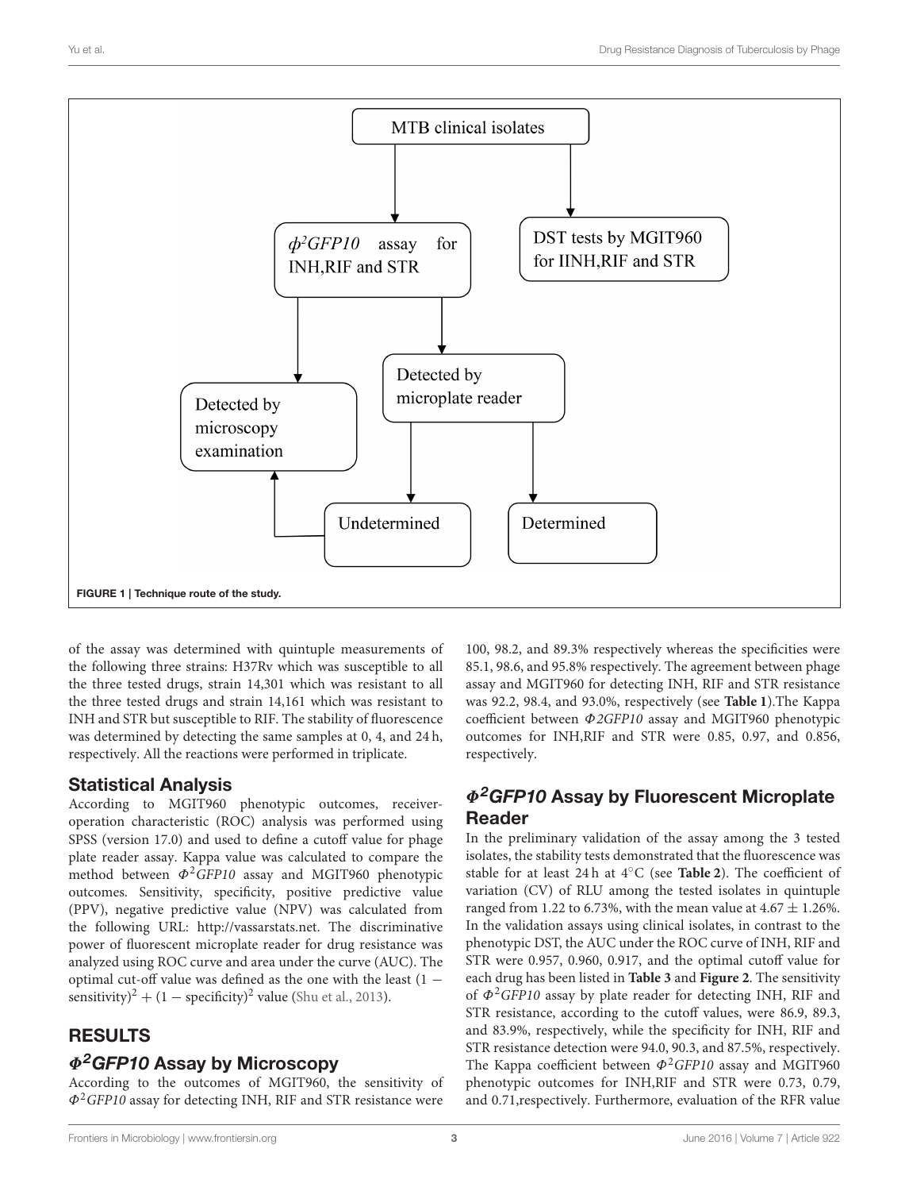FIGURE 1 | Technique route of the study.

of the assay was determined with quintuple measurements of the following three strains: H37Rv which was susceptible to all the three tested drugs, strain 14,301 which was resistant to all the three tested drugs and strain 14,161 which was resistant to INH and STR but susceptible to RIF. The stability of fluorescence was determined by detecting the same samples at 0, 4, and 24 h, respectively. All the reactions were performed in triplicate.

## Statistical Analysis

According to MGIT960 phenotypic outcomes, receiver-operation characteristic (ROC) analysis was performed using SPSS (version 17.0) and used to define a cutoff value for phage plate reader assay. Kappa value was calculated to compare the method between $\Phi^2$*GFP10* assay and MGIT960 phenotypic outcomes. Sensitivity, specificity, positive predictive value (PPV), negative predictive value (NPV) was calculated from the following URL: http://vassarstats.net. The discriminative power of fluorescent microplate reader for drug resistance was analyzed using ROC curve and area under the curve (AUC). The optimal cut-off value was defined as the one with the least $(1 - \text{sensitivity})^2 + (1 - \text{specificity})^2$ value (Shu et al., 2013).

# RESULTS

## $\Phi^2$*GFP10* Assay by Microscopy

According to the outcomes of MGIT960, the sensitivity of $\Phi^2$*GFP10* assay for detecting INH, RIF and STR resistance were 100, 98.2, and 89.3% respectively whereas the specificities were 85.1, 98.6, and 95.8% respectively. The agreement between phage assay and MGIT960 for detecting INH, RIF and STR resistance was 92.2, 98.4, and 93.0%, respectively (see **Table 1**).The Kappa coefficient between *Φ2GFP10* assay and MGIT960 phenotypic outcomes for INH,RIF and STR were 0.85, 0.97, and 0.856, respectively.

## $\Phi^2$*GFP10* Assay by Fluorescent Microplate Reader

In the preliminary validation of the assay among the 3 tested isolates, the stability tests demonstrated that the fluorescence was stable for at least 24 h at 4°C (see **Table 2**). The coefficient of variation (CV) of RLU among the tested isolates in quintuple ranged from 1.22 to 6.73%, with the mean value at $4.67 \pm 1.26\%$. In the validation assays using clinical isolates, in contrast to the phenotypic DST, the AUC under the ROC curve of INH, RIF and STR were 0.957, 0.960, 0.917, and the optimal cutoff value for each drug has been listed in **Table 3** and **Figure 2**. The sensitivity of $\Phi^2$*GFP10* assay by plate reader for detecting INH, RIF and STR resistance, according to the cutoff values, were 86.9, 89.3, and 83.9%, respectively, while the specificity for INH, RIF and STR resistance detection were 94.0, 90.3, and 87.5%, respectively. The Kappa coefficient between $\Phi^2$*GFP10* assay and MGIT960 phenotypic outcomes for INH,RIF and STR were 0.73, 0.79, and 0.71,respectively. Furthermore, evaluation of the RFR value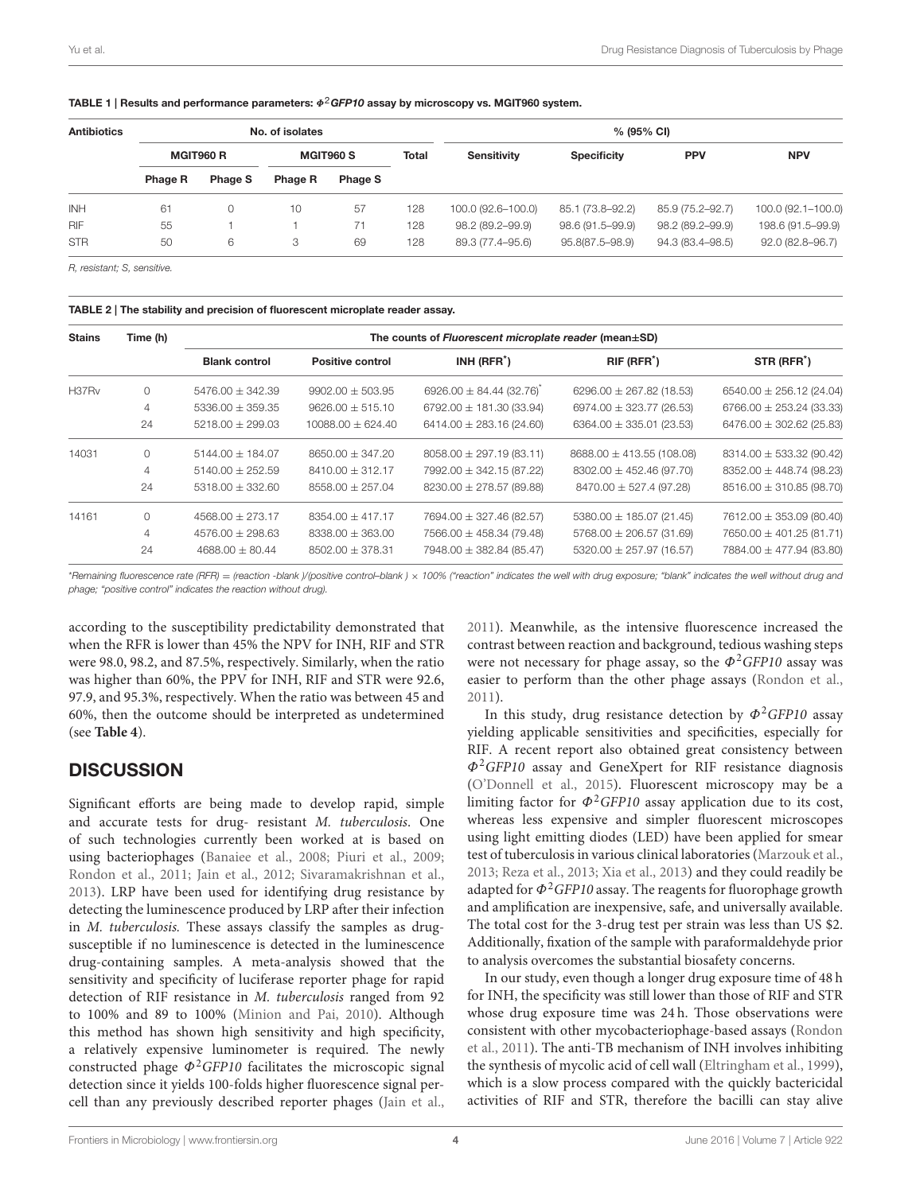**TABLE 1 | Results and performance parameters: $\Phi^2$*GFP10* assay by microscopy vs. MGIT960 system.**

| Antibiotics | No. of isolates | | | | | % (95% CI) | | | |
|---|---|---|---|---|---|---|---|---|---|
| | MGIT960 R | | MGIT960 S | | Total | Sensitivity | Specificity | PPV | NPV |
| | Phage R | Phage S | Phage R | Phage S | | | | | |
| INH | 61 | 0 | 10 | 57 | 128 | 100.0 (92.6–100.0) | 85.1 (73.8–92.2) | 85.9 (75.2–92.7) | 100.0 (92.1–100.0) |
| RIF | 55 | 1 | 1 | 71 | 128 | 98.2 (89.2–99.9) | 98.6 (91.5–99.9) | 98.2 (89.2–99.9) | 198.6 (91.5–99.9) |
| STR | 50 | 6 | 3 | 69 | 128 | 89.3 (77.4–95.6) | 95.8(87.5–98.9) | 94.3 (83.4–98.5) | 92.0 (82.8–96.7) |

*R, resistant; S, sensitive.*

**TABLE 2 | The stability and precision of fluorescent microplate reader assay.**

| Stains | Time (h) | The counts of *Fluorescent microplate reader* (mean±SD) | | | | |
|---|---|---|---|---|---|---|
| | | Blank control | Positive control | INH (RFR*) | RIF (RFR*) | STR (RFR*) |
| H37Rv | 0 | 5476.00 ± 342.39 | 9902.00 ± 503.95 | 6926.00 ± 84.44 (32.76)* | 6296.00 ± 267.82 (18.53) | 6540.00 ± 256.12 (24.04) |
| | 4 | 5336.00 ± 359.35 | 9626.00 ± 515.10 | 6792.00 ± 181.30 (33.94) | 6974.00 ± 323.77 (26.53) | 6766.00 ± 253.24 (33.33) |
| | 24 | 5218.00 ± 299.03 | 10088.00 ± 624.40 | 6414.00 ± 283.16 (24.60) | 6364.00 ± 335.01 (23.53) | 6476.00 ± 302.62 (25.83) |
| 14031 | 0 | 5144.00 ± 184.07 | 8650.00 ± 347.20 | 8058.00 ± 297.19 (83.11) | 8688.00 ± 413.55 (108.08) | 8314.00 ± 533.32 (90.42) |
| | 4 | 5140.00 ± 252.59 | 8410.00 ± 312.17 | 7992.00 ± 342.15 (87.22) | 8302.00 ± 452.46 (97.70) | 8352.00 ± 448.74 (98.23) |
| | 24 | 5318.00 ± 332.60 | 8558.00 ± 257.04 | 8230.00 ± 278.57 (89.88) | 8470.00 ± 527.4 (97.28) | 8516.00 ± 310.85 (98.70) |
| 14161 | 0 | 4568.00 ± 273.17 | 8354.00 ± 417.17 | 7694.00 ± 327.46 (82.57) | 5380.00 ± 185.07 (21.45) | 7612.00 ± 353.09 (80.40) |
| | 4 | 4576.00 ± 298.63 | 8338.00 ± 363.00 | 7566.00 ± 458.34 (79.48) | 5768.00 ± 206.57 (31.69) | 7650.00 ± 401.25 (81.71) |
| | 24 | 4688.00 ± 80.44 | 8502.00 ± 378.31 | 7948.00 ± 382.84 (85.47) | 5320.00 ± 257.97 (16.57) | 7884.00 ± 477.94 (83.80) |

*\*Remaining fluorescence rate (RFR) = (reaction -blank )/(positive control–blank ) × 100% ("reaction" indicates the well with drug exposure; "blank" indicates the well without drug and phage; "positive control" indicates the reaction without drug).*

according to the susceptibility predictability demonstrated that when the RFR is lower than 45% the NPV for INH, RIF and STR were 98.0, 98.2, and 87.5%, respectively. Similarly, when the ratio was higher than 60%, the PPV for INH, RIF and STR were 92.6, 97.9, and 95.3%, respectively. When the ratio was between 45 and 60%, then the outcome should be interpreted as undetermined (see **Table 4**).

## DISCUSSION

Significant efforts are being made to develop rapid, simple and accurate tests for drug- resistant *M. tuberculosis*. One of such technologies currently been worked at is based on using bacteriophages (Banaiee et al., 2008; Piuri et al., 2009; Rondon et al., 2011; Jain et al., 2012; Sivaramakrishnan et al., 2013). LRP have been used for identifying drug resistance by detecting the luminescence produced by LRP after their infection in *M. tuberculosis.* These assays classify the samples as drug-susceptible if no luminescence is detected in the luminescence drug-containing samples. A meta-analysis showed that the sensitivity and specificity of luciferase reporter phage for rapid detection of RIF resistance in *M. tuberculosis* ranged from 92 to 100% and 89 to 100% (Minion and Pai, 2010). Although this method has shown high sensitivity and high specificity, a relatively expensive luminometer is required. The newly constructed phage $\Phi^2$*GFP10* facilitates the microscopic signal detection since it yields 100-folds higher fluorescence signal per-cell than any previously described reporter phages (Jain et al., 2011). Meanwhile, as the intensive fluorescence increased the contrast between reaction and background, tedious washing steps were not necessary for phage assay, so the $\Phi^2$*GFP10* assay was easier to perform than the other phage assays (Rondon et al., 2011).

In this study, drug resistance detection by $\Phi^2$*GFP10* assay yielding applicable sensitivities and specificities, especially for RIF. A recent report also obtained great consistency between $\Phi^2$*GFP10* assay and GeneXpert for RIF resistance diagnosis (O'Donnell et al., 2015). Fluorescent microscopy may be a limiting factor for $\Phi^2$*GFP10* assay application due to its cost, whereas less expensive and simpler fluorescent microscopes using light emitting diodes (LED) have been applied for smear test of tuberculosis in various clinical laboratories (Marzouk et al., 2013; Reza et al., 2013; Xia et al., 2013) and they could readily be adapted for $\Phi^2$*GFP10* assay. The reagents for fluorophage growth and amplification are inexpensive, safe, and universally available. The total cost for the 3-drug test per strain was less than US $2. Additionally, fixation of the sample with paraformaldehyde prior to analysis overcomes the substantial biosafety concerns.

In our study, even though a longer drug exposure time of 48 h for INH, the specificity was still lower than those of RIF and STR whose drug exposure time was 24 h. Those observations were consistent with other mycobacteriophage-based assays (Rondon et al., 2011). The anti-TB mechanism of INH involves inhibiting the synthesis of mycolic acid of cell wall (Eltringham et al., 1999), which is a slow process compared with the quickly bactericidal activities of RIF and STR, therefore the bacilli can stay alive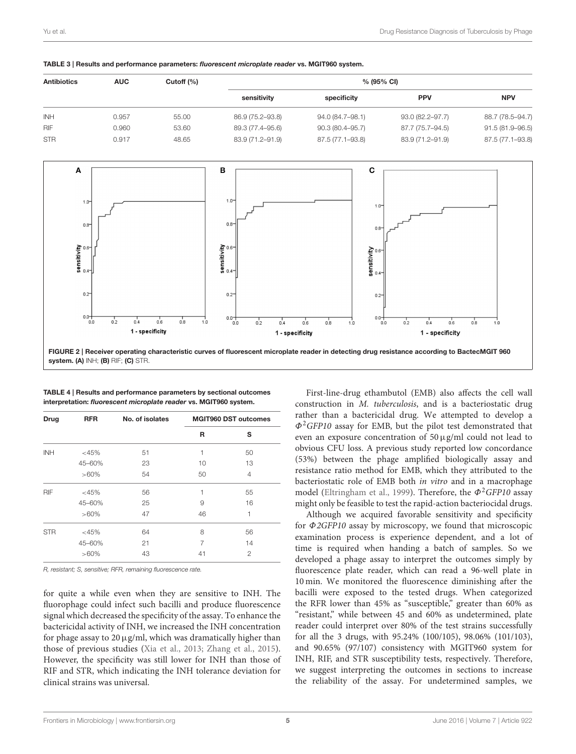**TABLE 3 | Results and performance parameters: *fluorescent microplate reader* vs. MGIT960 system.**

| Antibiotics | AUC | Cutoff (%) | % (95% CI) | | | |
|---|---|---|---|---|---|---|
| | | | sensitivity | specificity | PPV | NPV |
| INH | 0.957 | 55.00 | 86.9 (75.2–93.8) | 94.0 (84.7–98.1) | 93.0 (82.2–97.7) | 88.7 (78.5–94.7) |
| RIF | 0.960 | 53.60 | 89.3 (77.4–95.6) | 90.3 (80.4–95.7) | 87.7 (75.7–94.5) | 91.5 (81.9–96.5) |
| STR | 0.917 | 48.65 | 83.9 (71.2–91.9) | 87.5 (77.1–93.8) | 83.9 (71.2–91.9) | 87.5 (77.1–93.8) |

**FIGURE 2 | Receiver operating characteristic curves of fluorescent microplate reader in detecting drug resistance according to BactecMGIT 960 system. (A)** INH; **(B)** RIF; **(C)** STR.

**TABLE 4 | Results and performance parameters by sectional outcomes interpretation: *fluorescent microplate reader* vs. MGIT960 system.**

| Drug | RFR | No. of isolates | MGIT960 DST outcomes | |
|---|---|---|---|---|
| | | | R | S |
| INH | <45% | 51 | 1 | 50 |
| | 45–60% | 23 | 10 | 13 |
| | >60% | 54 | 50 | 4 |
| RIF | <45% | 56 | 1 | 55 |
| | 45–60% | 25 | 9 | 16 |
| | >60% | 47 | 46 | 1 |
| STR | <45% | 64 | 8 | 56 |
| | 45–60% | 21 | 7 | 14 |
| | >60% | 43 | 41 | 2 |

*R, resistant; S, sensitive; RFR, remaining fluorescence rate.*

for quite a while even when they are sensitive to INH. The fluorophage could infect such bacilli and produce fluorescence signal which decreased the specificity of the assay. To enhance the bactericidal activity of INH, we increased the INH concentration for phage assay to 20 μg/ml, which was dramatically higher than those of previous studies (Xia et al., 2013; Zhang et al., 2015). However, the specificity was still lower for INH than those of RIF and STR, which indicating the INH tolerance deviation for clinical strains was universal.

First-line-drug ethambutol (EMB) also affects the cell wall construction in *M. tuberculosis*, and is a bacteriostatic drug rather than a bactericidal drug. We attempted to develop a $\Phi^2GFP10$ assay for EMB, but the pilot test demonstrated that even an exposure concentration of 50 μg/ml could not lead to obvious CFU loss. A previous study reported low concordance (53%) between the phage amplified biologically assay and resistance ratio method for EMB, which they attributed to the bacteriostatic role of EMB both *in vitro* and in a macrophage model (Eltringham et al., 1999). Therefore, the $\Phi^2GFP10$ assay might only be feasible to test the rapid-action bacteriocidal drugs.

Although we acquired favorable sensitivity and specificity for *Φ2GFP10* assay by microscopy, we found that microscopic examination process is experience dependent, and a lot of time is required when handing a batch of samples. So we developed a phage assay to interpret the outcomes simply by fluorescence plate reader, which can read a 96-well plate in 10 min. We monitored the fluorescence diminishing after the bacilli were exposed to the tested drugs. When categorized the RFR lower than 45% as "susceptible," greater than 60% as "resistant," while between 45 and 60% as undetermined, plate reader could interpret over 80% of the test strains successfully for all the 3 drugs, with 95.24% (100/105), 98.06% (101/103), and 90.65% (97/107) consistency with MGIT960 system for INH, RIF, and STR susceptibility tests, respectively. Therefore, we suggest interpreting the outcomes in sections to increase the reliability of the assay. For undetermined samples, we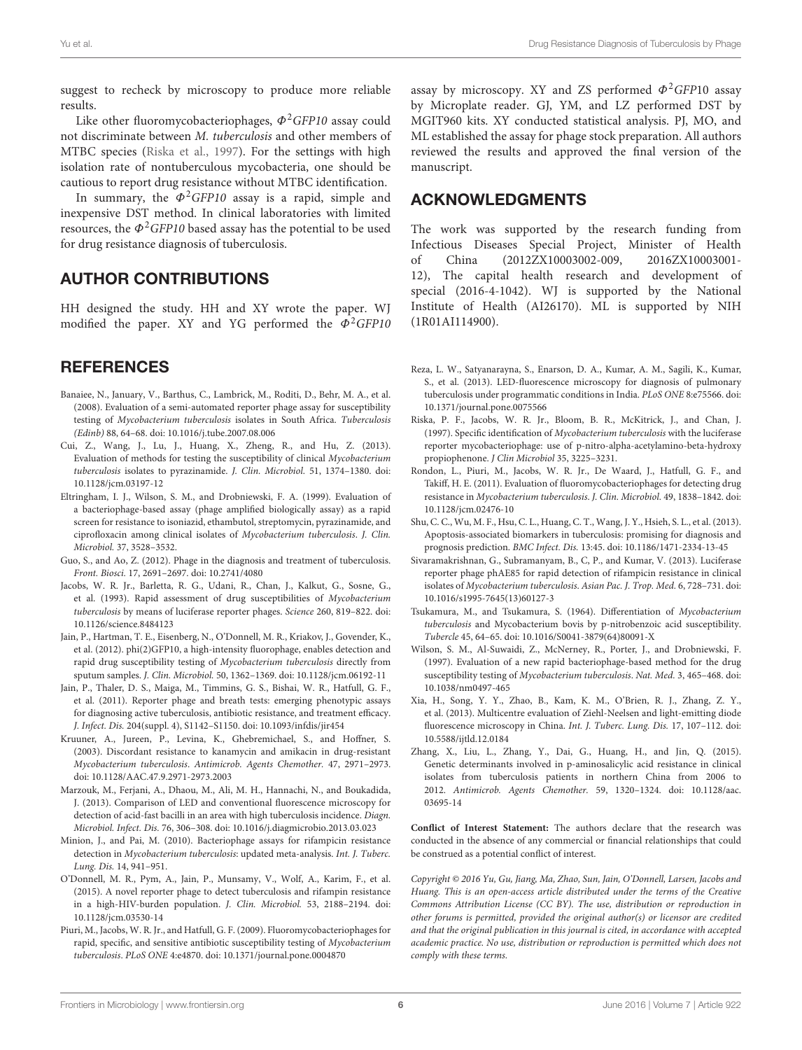suggest to recheck by microscopy to produce more reliable results.

Like other fluoromycobacteriophages, $\Phi^2 GFP10$ assay could not discriminate between *M. tuberculosis* and other members of MTBC species (Riska et al., 1997). For the settings with high isolation rate of nontuberculous mycobacteria, one should be cautious to report drug resistance without MTBC identification.

In summary, the $\Phi^2 GFP10$ assay is a rapid, simple and inexpensive DST method. In clinical laboratories with limited resources, the $\Phi^2 GFP10$ based assay has the potential to be used for drug resistance diagnosis of tuberculosis.

## AUTHOR CONTRIBUTIONS

HH designed the study. HH and XY wrote the paper. WJ modified the paper. XY and YG performed the $\Phi^2 GFP10$ assay by microscopy. XY and ZS performed $\Phi^2 GFP10$ assay by Microplate reader. GJ, YM, and LZ performed DST by MGIT960 kits. XY conducted statistical analysis. PJ, MO, and ML established the assay for phage stock preparation. All authors reviewed the results and approved the final version of the manuscript.

## ACKNOWLEDGMENTS

The work was supported by the research funding from Infectious Diseases Special Project, Minister of Health of China (2012ZX10003002-009, 2016ZX10003001-12), The capital health research and development of special (2016-4-1042). WJ is supported by the National Institute of Health (AI26170). ML is supported by NIH (1R01AI114900).

## REFERENCES

Banaiee, N., January, V., Barthus, C., Lambrick, M., Roditi, D., Behr, M. A., et al. (2008). Evaluation of a semi-automated reporter phage assay for susceptibility testing of *Mycobacterium tuberculosis* isolates in South Africa. *Tuberculosis (Edinb)* 88, 64–68. doi: 10.1016/j.tube.2007.08.006

Cui, Z., Wang, J., Lu, J., Huang, X., Zheng, R., and Hu, Z. (2013). Evaluation of methods for testing the susceptibility of clinical *Mycobacterium tuberculosis* isolates to pyrazinamide. *J. Clin. Microbiol.* 51, 1374–1380. doi: 10.1128/jcm.03197-12

Eltringham, I. J., Wilson, S. M., and Drobniewski, F. A. (1999). Evaluation of a bacteriophage-based assay (phage amplified biologically assay) as a rapid screen for resistance to isoniazid, ethambutol, streptomycin, pyrazinamide, and ciprofloxacin among clinical isolates of *Mycobacterium tuberculosis*. *J. Clin. Microbiol.* 37, 3528–3532.

Guo, S., and Ao, Z. (2012). Phage in the diagnosis and treatment of tuberculosis. *Front. Biosci.* 17, 2691–2697. doi: 10.2741/4080

Jacobs, W. R. Jr., Barletta, R. G., Udani, R., Chan, J., Kalkut, G., Sosne, G., et al. (1993). Rapid assessment of drug susceptibilities of *Mycobacterium tuberculosis* by means of luciferase reporter phages. *Science* 260, 819–822. doi: 10.1126/science.8484123

Jain, P., Hartman, T. E., Eisenberg, N., O'Donnell, M. R., Kriakov, J., Govender, K., et al. (2012). phi(2)GFP10, a high-intensity fluorophage, enables detection and rapid drug susceptibility testing of *Mycobacterium tuberculosis* directly from sputum samples. *J. Clin. Microbiol.* 50, 1362–1369. doi: 10.1128/jcm.06192-11

Jain, P., Thaler, D. S., Maiga, M., Timmins, G. S., Bishai, W. R., Hatfull, G. F., et al. (2011). Reporter phage and breath tests: emerging phenotypic assays for diagnosing active tuberculosis, antibiotic resistance, and treatment efficacy. *J. Infect. Dis.* 204(suppl. 4), S1142–S1150. doi: 10.1093/infdis/jir454

Kruuner, A., Jureen, P., Levina, K., Ghebremichael, S., and Hoffner, S. (2003). Discordant resistance to kanamycin and amikacin in drug-resistant *Mycobacterium tuberculosis*. *Antimicrob. Agents Chemother.* 47, 2971–2973. doi: 10.1128/AAC.47.9.2971-2973.2003

Marzouk, M., Ferjani, A., Dhaou, M., Ali, M. H., Hannachi, N., and Boukadida, J. (2013). Comparison of LED and conventional fluorescence microscopy for detection of acid-fast bacilli in an area with high tuberculosis incidence. *Diagn. Microbiol. Infect. Dis.* 76, 306–308. doi: 10.1016/j.diagmicrobio.2013.03.023

Minion, J., and Pai, M. (2010). Bacteriophage assays for rifampicin resistance detection in *Mycobacterium tuberculosis*: updated meta-analysis. *Int. J. Tuberc. Lung. Dis.* 14, 941–951.

O'Donnell, M. R., Pym, A., Jain, P., Munsamy, V., Wolf, A., Karim, F., et al. (2015). A novel reporter phage to detect tuberculosis and rifampin resistance in a high-HIV-burden population. *J. Clin. Microbiol.* 53, 2188–2194. doi: 10.1128/jcm.03530-14

Piuri, M., Jacobs, W. R. Jr., and Hatfull, G. F. (2009). Fluoromycobacteriophages for rapid, specific, and sensitive antibiotic susceptibility testing of *Mycobacterium tuberculosis*. *PLoS ONE* 4:e4870. doi: 10.1371/journal.pone.0004870

Reza, L. W., Satyanarayna, S., Enarson, D. A., Kumar, A. M., Sagili, K., Kumar, S., et al. (2013). LED-fluorescence microscopy for diagnosis of pulmonary tuberculosis under programmatic conditions in India. *PLoS ONE* 8:e75566. doi: 10.1371/journal.pone.0075566

Riska, P. F., Jacobs, W. R. Jr., Bloom, B. R., McKitrick, J., and Chan, J. (1997). Specific identification of *Mycobacterium tuberculosis* with the luciferase reporter mycobacteriophage: use of p-nitro-alpha-acetylamino-beta-hydroxy propiophenone. *J Clin Microbiol* 35, 3225–3231.

Rondon, L., Piuri, M., Jacobs, W. R. Jr., De Waard, J., Hatfull, G. F., and Takiff, H. E. (2011). Evaluation of fluoromycobacteriophages for detecting drug resistance in *Mycobacterium tuberculosis*. *J. Clin. Microbiol.* 49, 1838–1842. doi: 10.1128/jcm.02476-10

Shu, C. C., Wu, M. F., Hsu, C. L., Huang, C. T., Wang, J. Y., Hsieh, S. L., et al. (2013). Apoptosis-associated biomarkers in tuberculosis: promising for diagnosis and prognosis prediction. *BMC Infect. Dis.* 13:45. doi: 10.1186/1471-2334-13-45

Sivaramakrishnan, G., Subramanyam, B., C, P., and Kumar, V. (2013). Luciferase reporter phage phAE85 for rapid detection of rifampicin resistance in clinical isolates of *Mycobacterium tuberculosis*. *Asian Pac. J. Trop. Med.* 6, 728–731. doi: 10.1016/s1995-7645(13)60127-3

Tsukamura, M., and Tsukamura, S. (1964). Differentiation of *Mycobacterium tuberculosis* and Mycobacterium bovis by p-nitrobenzoic acid susceptibility. *Tubercle* 45, 64–65. doi: 10.1016/S0041-3879(64)80091-X

Wilson, S. M., Al-Suwaidi, Z., McNerney, R., Porter, J., and Drobniewski, F. (1997). Evaluation of a new rapid bacteriophage-based method for the drug susceptibility testing of *Mycobacterium tuberculosis*. *Nat. Med.* 3, 465–468. doi: 10.1038/nm0497-465

Xia, H., Song, Y. Y., Zhao, B., Kam, K. M., O'Brien, R. J., Zhang, Z. Y., et al. (2013). Multicentre evaluation of Ziehl-Neelsen and light-emitting diode fluorescence microscopy in China. *Int. J. Tuberc. Lung. Dis.* 17, 107–112. doi: 10.5588/ijtld.12.0184

Zhang, X., Liu, L., Zhang, Y., Dai, G., Huang, H., and Jin, Q. (2015). Genetic determinants involved in p-aminosalicylic acid resistance in clinical isolates from tuberculosis patients in northern China from 2006 to 2012. *Antimicrob. Agents Chemother.* 59, 1320–1324. doi: 10.1128/aac.03695-14

**Conflict of Interest Statement:** The authors declare that the research was conducted in the absence of any commercial or financial relationships that could be construed as a potential conflict of interest.

*Copyright © 2016 Yu, Gu, Jiang, Ma, Zhao, Sun, Jain, O'Donnell, Larsen, Jacobs and Huang. This is an open-access article distributed under the terms of the Creative Commons Attribution License (CC BY). The use, distribution or reproduction in other forums is permitted, provided the original author(s) or licensor are credited and that the original publication in this journal is cited, in accordance with accepted academic practice. No use, distribution or reproduction is permitted which does not comply with these terms.*